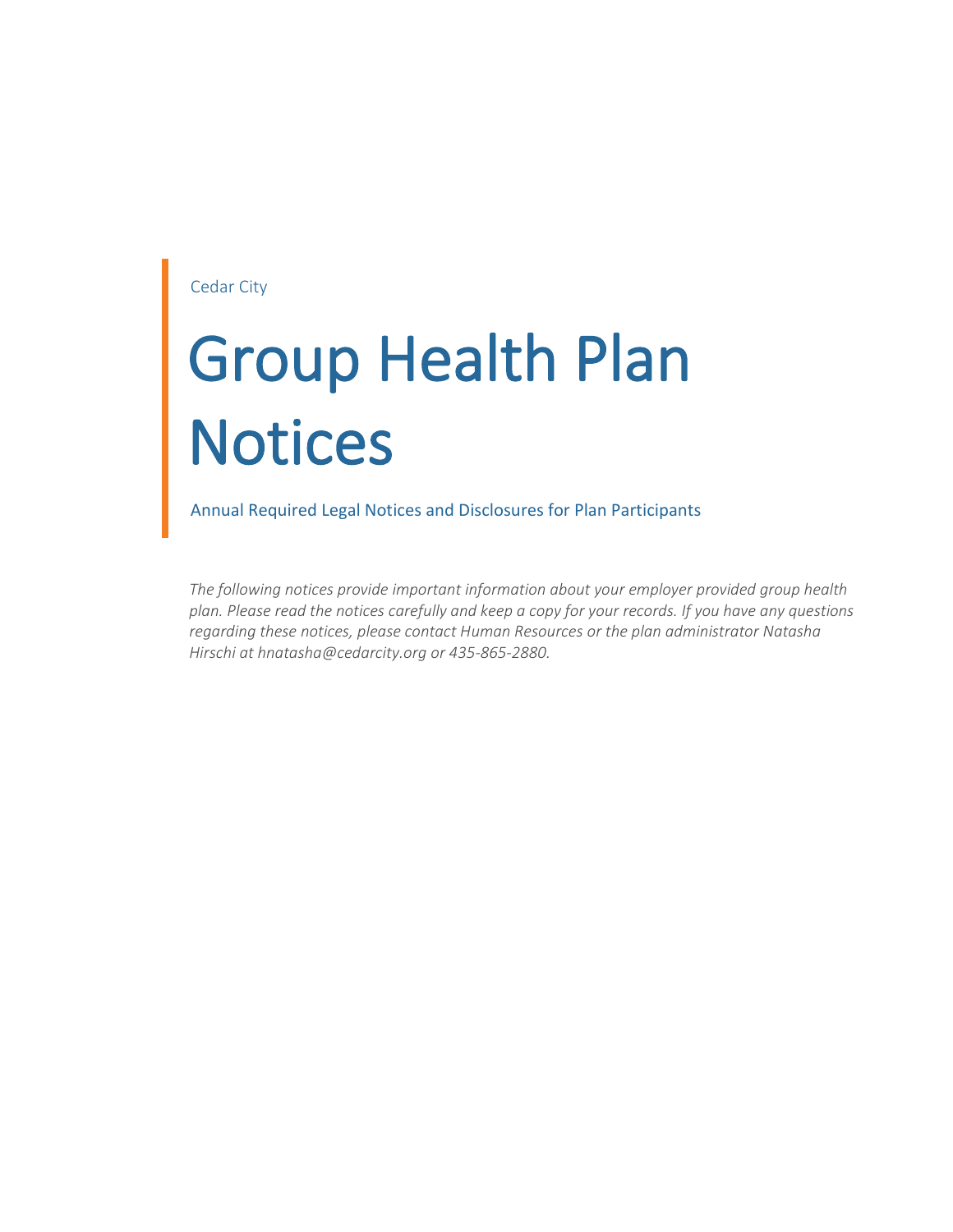Cedar City

# Group Health Plan Notices

Annual Required Legal Notices and Disclosures for Plan Participants

*The following notices provide important information about your employer provided group health plan. Please read the notices carefully and keep a copy for your records. If you have any questions regarding these notices, please contact Human Resources or the plan administrator Natasha Hirschi at hnatasha@cedarcity.org or 435-865-2880.*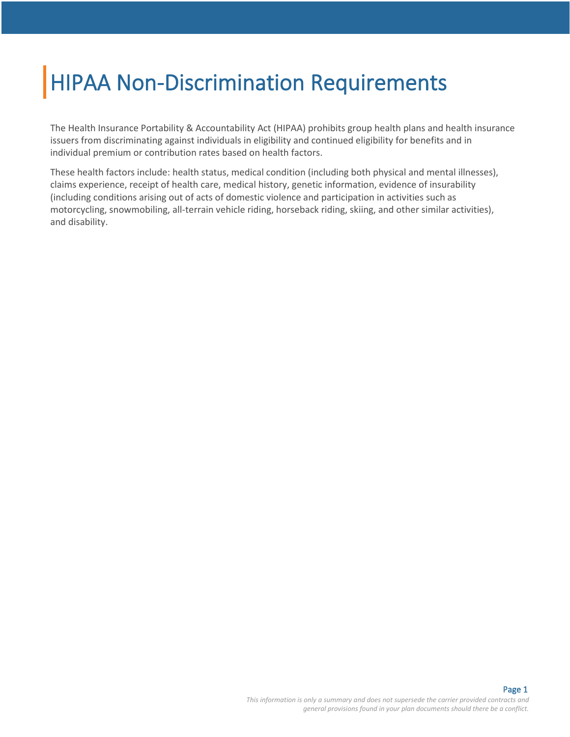# HIPAA Non-Discrimination Requirements

The Health Insurance Portability & Accountability Act (HIPAA) prohibits group health plans and health insurance issuers from discriminating against individuals in eligibility and continued eligibility for benefits and in individual premium or contribution rates based on health factors.

These health factors include: health status, medical condition (including both physical and mental illnesses), claims experience, receipt of health care, medical history, genetic information, evidence of insurability (including conditions arising out of acts of domestic violence and participation in activities such as motorcycling, snowmobiling, all-terrain vehicle riding, horseback riding, skiing, and other similar activities), and disability.

*This information is only a summary and does not supersede the carrier provided contracts and general provisions found in your plan documents should there be a conflict.*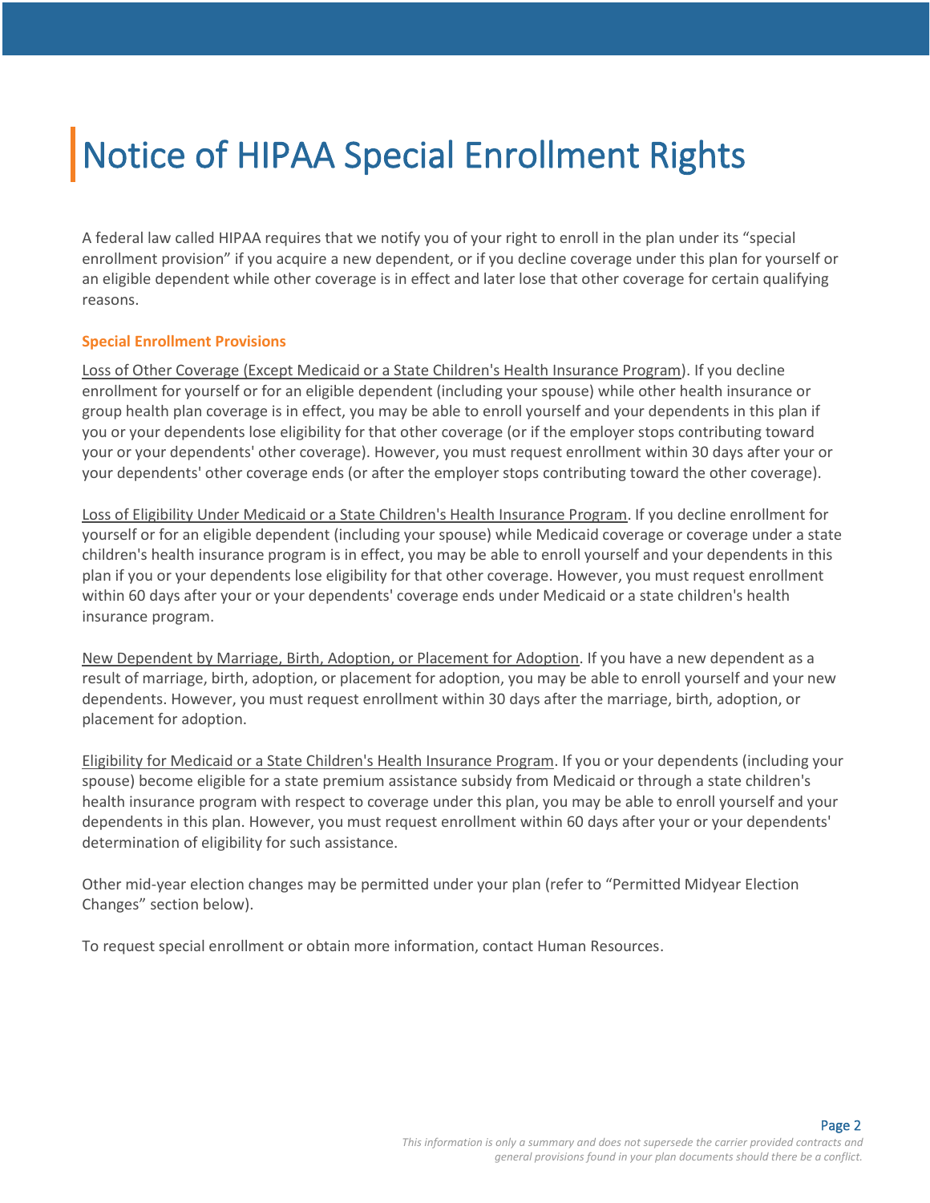# Notice of HIPAA Special Enrollment Rights

A federal law called HIPAA requires that we notify you of your right to enroll in the plan under its "special enrollment provision" if you acquire a new dependent, or if you decline coverage under this plan for yourself or an eligible dependent while other coverage is in effect and later lose that other coverage for certain qualifying reasons.

### Special Enrollment Provisions

<u>Loss of Other Coverage (Except Medicaid or a State Children's Health Insurance Program</u>). If you decline enrollment for yourself or for an eligible dependent (including your spouse) while other health insurance or group health plan coverage is in effect, you may be able to enroll yourself and your dependents in this plan if you or your dependents lose eligibility for that other coverage (or if the employer stops contributing toward your or your dependents' other coverage). However, you must request enrollment within 30 days after your or your dependents' other coverage ends (or after the employer stops contributing toward the other coverage).

<u>Loss of Eligibility Under Medicaid or a State Children's Health Insurance Program</u>. If you decline enrollment for yourself or for an eligible dependent (including your spouse) while Medicaid coverage or coverage under a state children's health insurance program is in effect, you may be able to enroll yourself and your dependents in this plan if you or your dependents lose eligibility for that other coverage. However, you must request enrollment within 60 days after your or your dependents' coverage ends under Medicaid or a state children's health insurance program.

<u>New Dependent by Marriage, Birth, Adoption, or Placement for Adoption</u>. If you have a new dependent as a result of marriage, birth, adoption, or placement for adoption, you may be able to enroll yourself and your new dependents. However, you must request enrollment within 30 days after the marriage, birth, adoption, or placement for adoption.

<u>Eligibility for Medicaid or a State Children's Health Insurance Program</u>. If you or your dependents (including your spouse) become eligible for a state premium assistance subsidy from Medicaid or through a state children's health insurance program with respect to coverage under this plan, you may be able to enroll yourself and your dependents in this plan. However, you must request enrollment within 60 days after your or your dependents' determination of eligibility for such assistance.

Other mid-year election changes may be permitted under your plan (refer to "Permitted Midyear Election Changes" section below).

To request special enrollment or obtain more information, contact Human Resources.

*This information is only a summary and does not supersede the carrier provided contracts and general provisions found in your plan documents should there be a conflict.*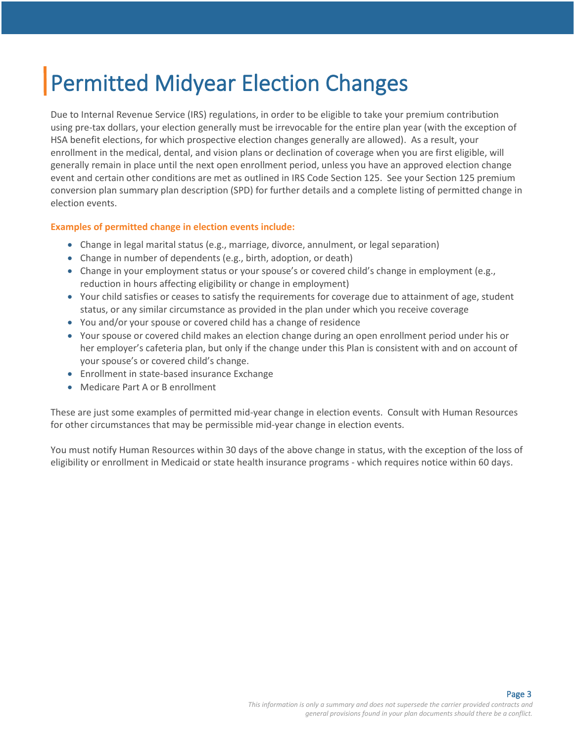# Permitted Midyear Election Changes

Due to Internal Revenue Service (IRS) regulations, in order to be eligible to take your premium contribution using pre-tax dollars, your election generally must be irrevocable for the entire plan year (with the exception of HSA benefit elections, for which prospective election changes generally are allowed). As a result, your enrollment in the medical, dental, and vision plans or declination of coverage when you are first eligible, will generally remain in place until the next open enrollment period, unless you have an approved election change event and certain other conditions are met as outlined in IRS Code Section 125. See your Section 125 premium conversion plan summary plan description (SPD) for further details and a complete listing of permitted change in election events.

**Examples of permitted change in election events include:**

- Change in legal marital status (e.g., marriage, divorce, annulment, or legal separation)
- Change in number of dependents (e.g., birth, adoption, or death)
- Change in your employment status or your spouse's or covered child's change in employment (e.g., reduction in hours affecting eligibility or change in employment)
- Your child satisfies or ceases to satisfy the requirements for coverage due to attainment of age, student status, or any similar circumstance as provided in the plan under which you receive coverage
- You and/or your spouse or covered child has a change of residence
- Your spouse or covered child makes an election change during an open enrollment period under his or her employer's cafeteria plan, but only if the change under this Plan is consistent with and on account of your spouse's or covered child's change.
- Enrollment in state-based insurance Exchange
- Medicare Part A or B enrollment

These are just some examples of permitted mid-year change in election events. Consult with Human Resources for other circumstances that may be permissible mid-year change in election events.

You must notify Human Resources within 30 days of the above change in status, with the exception of the loss of eligibility or enrollment in Medicaid or state health insurance programs - which requires notice within 60 days.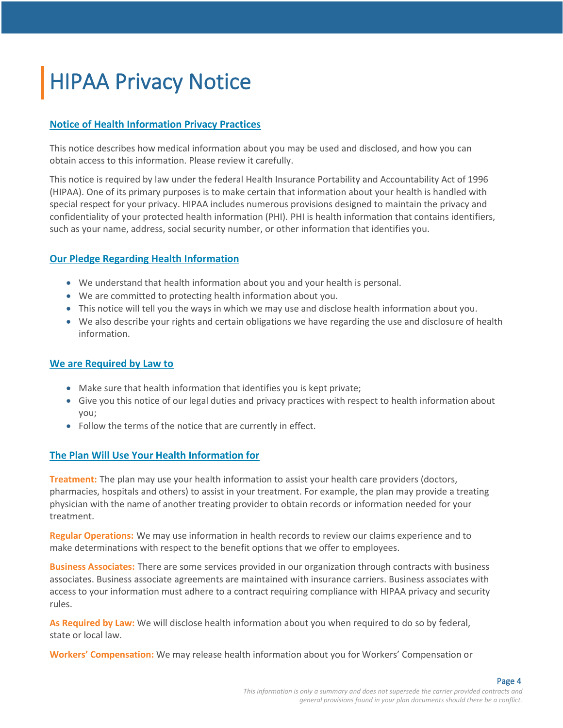# HIPAA Privacy Notice

## Notice of Health Information Privacy Practices

This notice describes how medical information about you may be used and disclosed, and how you can obtain access to this information. Please review it carefully.

This notice is required by law under the federal Health Insurance Portability and Accountability Act of 1996 (HIPAA). One of its primary purposes is to make certain that information about your health is handled with special respect for your privacy. HIPAA includes numerous provisions designed to maintain the privacy and confidentiality of your protected health information (PHI). PHI is health information that contains identifiers, such as your name, address, social security number, or other information that identifies you.

## Our Pledge Regarding Health Information

- We understand that health information about you and your health is personal.
- We are committed to protecting health information about you.
- This notice will tell you the ways in which we may use and disclose health information about you.
- We also describe your rights and certain obligations we have regarding the use and disclosure of health information.

## We are Required by Law to

- Make sure that health information that identifies you is kept private;
- Give you this notice of our legal duties and privacy practices with respect to health information about you;
- Follow the terms of the notice that are currently in effect.

## The Plan Will Use Your Health Information for

**Treatment:** The plan may use your health information to assist your health care providers (doctors, pharmacies, hospitals and others) to assist in your treatment. For example, the plan may provide a treating physician with the name of another treating provider to obtain records or information needed for your treatment.

**Regular Operations:** We may use information in health records to review our claims experience and to make determinations with respect to the benefit options that we offer to employees.

**Business Associates:** There are some services provided in our organization through contracts with business associates. Business associate agreements are maintained with insurance carriers. Business associates with access to your information must adhere to a contract requiring compliance with HIPAA privacy and security rules.

**As Required by Law:** We will disclose health information about you when required to do so by federal, state or local law.

**Workers' Compensation:** We may release health information about you for Workers' Compensation or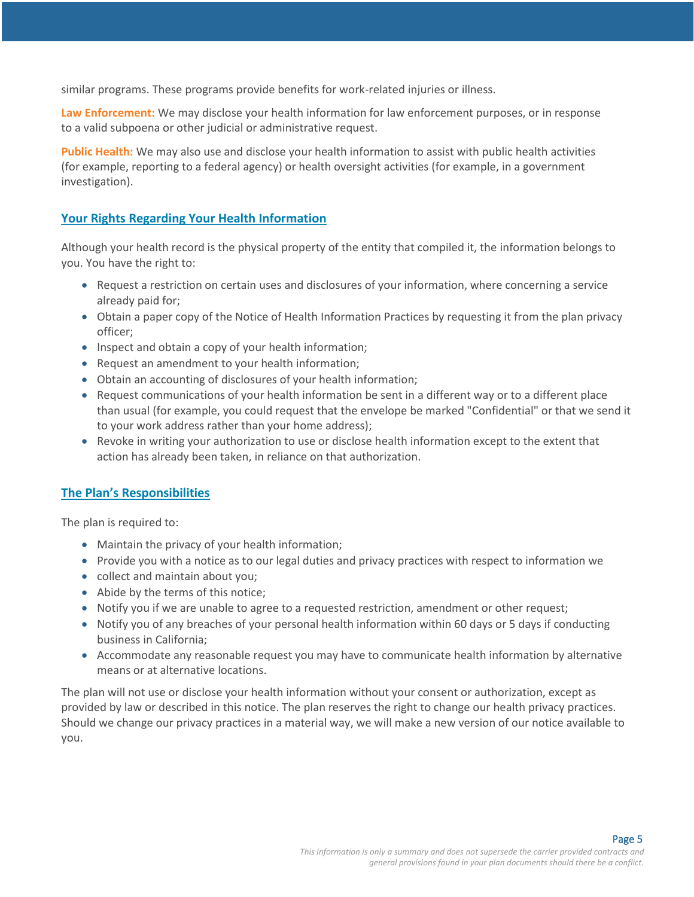similar programs. These programs provide benefits for work-related injuries or illness.

**Law Enforcement:** We may disclose your health information for law enforcement purposes, or in response to a valid subpoena or other judicial or administrative request.

**Public Health:** We may also use and disclose your health information to assist with public health activities (for example, reporting to a federal agency) or health oversight activities (for example, in a government investigation).

## Your Rights Regarding Your Health Information

Although your health record is the physical property of the entity that compiled it, the information belongs to you. You have the right to:

- Request a restriction on certain uses and disclosures of your information, where concerning a service already paid for;
- Obtain a paper copy of the Notice of Health Information Practices by requesting it from the plan privacy officer;
- Inspect and obtain a copy of your health information;
- Request an amendment to your health information;
- Obtain an accounting of disclosures of your health information;
- Request communications of your health information be sent in a different way or to a different place than usual (for example, you could request that the envelope be marked "Confidential" or that we send it to your work address rather than your home address);
- Revoke in writing your authorization to use or disclose health information except to the extent that action has already been taken, in reliance on that authorization.

## The Plan's Responsibilities

The plan is required to:

- Maintain the privacy of your health information;
- Provide you with a notice as to our legal duties and privacy practices with respect to information we
- collect and maintain about you;
- Abide by the terms of this notice;
- Notify you if we are unable to agree to a requested restriction, amendment or other request;
- Notify you of any breaches of your personal health information within 60 days or 5 days if conducting business in California;
- Accommodate any reasonable request you may have to communicate health information by alternative means or at alternative locations.

The plan will not use or disclose your health information without your consent or authorization, except as provided by law or described in this notice. The plan reserves the right to change our health privacy practices. Should we change our privacy practices in a material way, we will make a new version of our notice available to you.

*This information is only a summary and does not supersede the carrier provided contracts and general provisions found in your plan documents should there be a conflict.*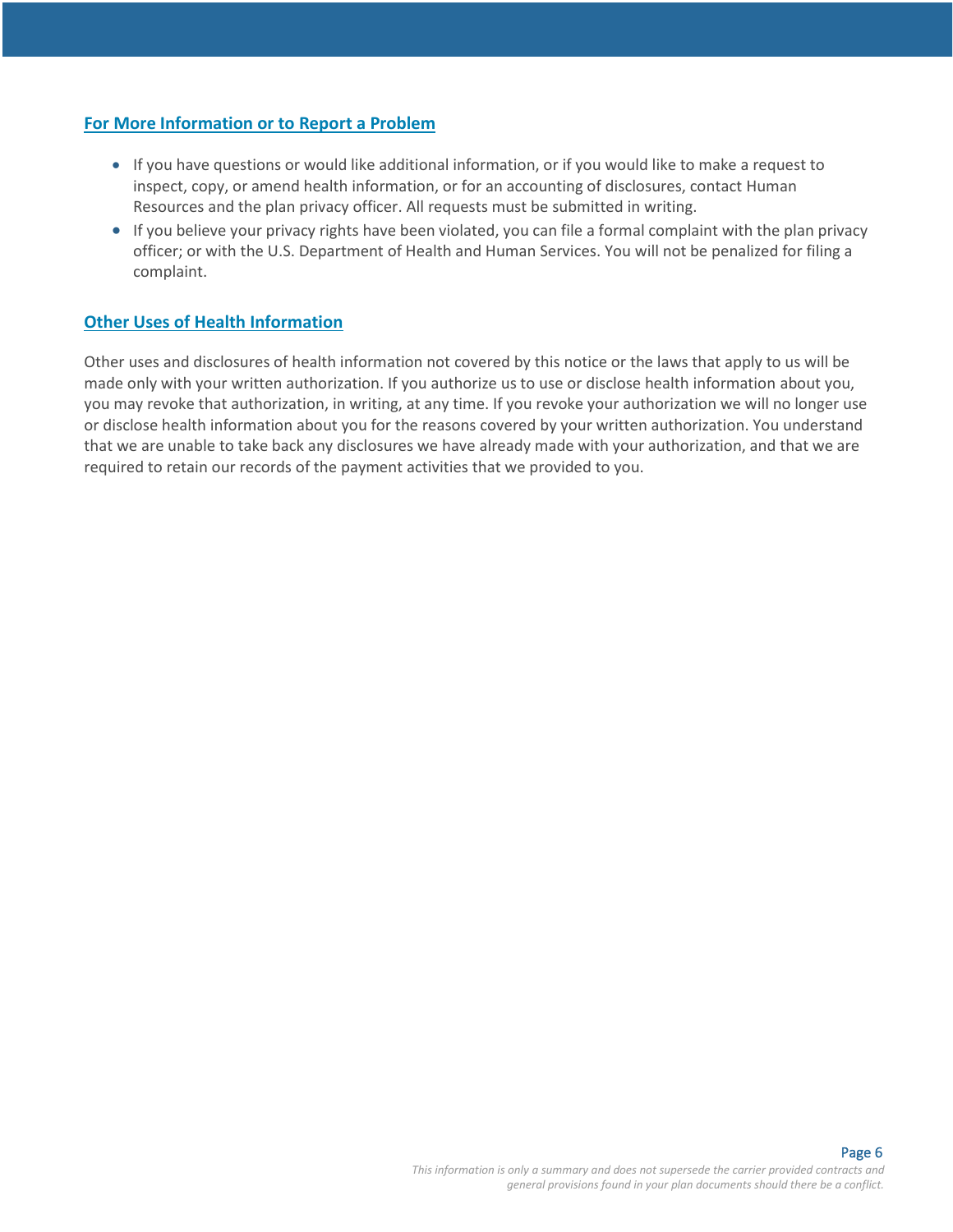## For More Information or to Report a Problem

- If you have questions or would like additional information, or if you would like to make a request to inspect, copy, or amend health information, or for an accounting of disclosures, contact Human Resources and the plan privacy officer. All requests must be submitted in writing.
- If you believe your privacy rights have been violated, you can file a formal complaint with the plan privacy officer; or with the U.S. Department of Health and Human Services. You will not be penalized for filing a complaint.

## Other Uses of Health Information

Other uses and disclosures of health information not covered by this notice or the laws that apply to us will be made only with your written authorization. If you authorize us to use or disclose health information about you, you may revoke that authorization, in writing, at any time. If you revoke your authorization we will no longer use or disclose health information about you for the reasons covered by your written authorization. You understand that we are unable to take back any disclosures we have already made with your authorization, and that we are required to retain our records of the payment activities that we provided to you.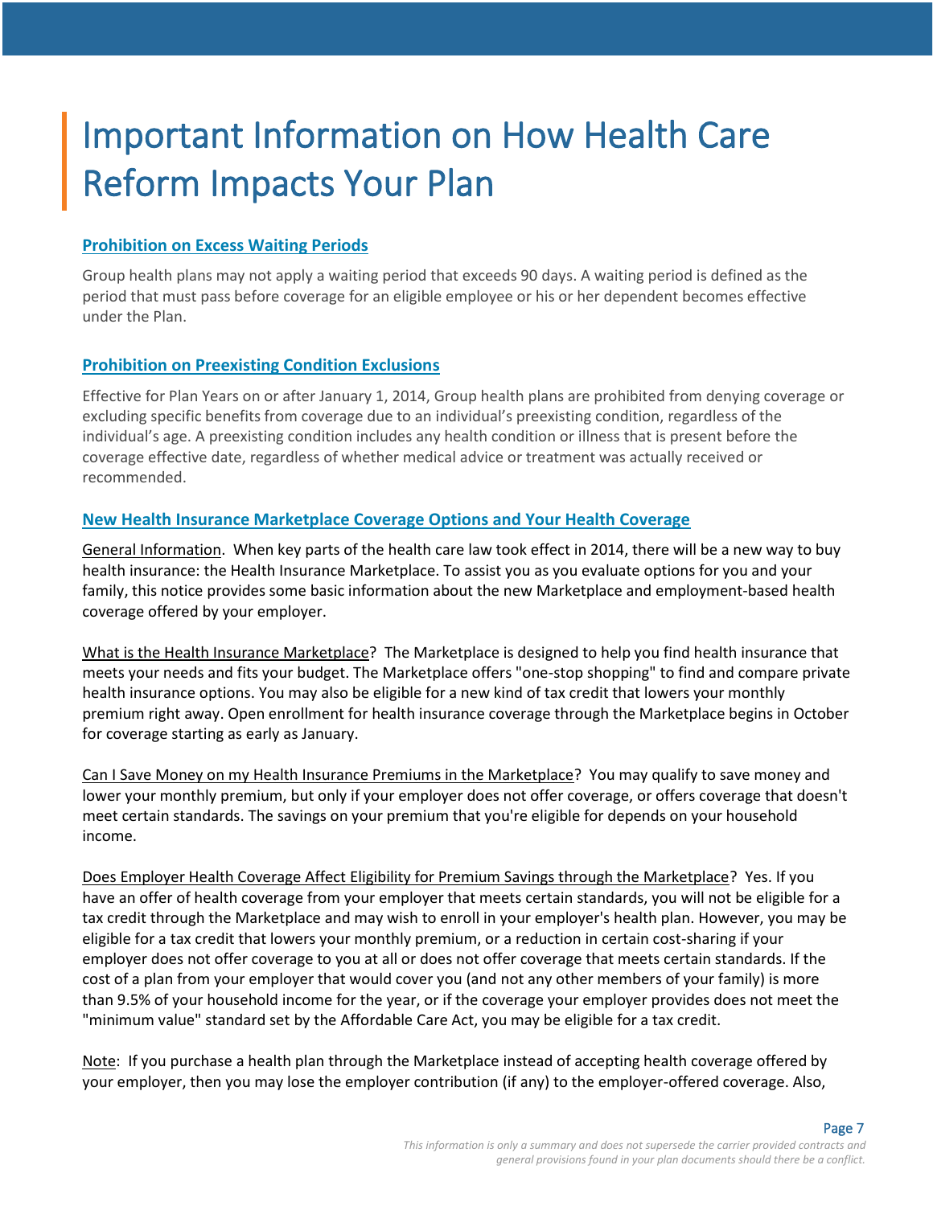# Important Information on How Health Care Reform Impacts Your Plan

### Prohibition on Excess Waiting Periods

Group health plans may not apply a waiting period that exceeds 90 days. A waiting period is defined as the period that must pass before coverage for an eligible employee or his or her dependent becomes effective under the Plan.

### Prohibition on Preexisting Condition Exclusions

Effective for Plan Years on or after January 1, 2014, Group health plans are prohibited from denying coverage or excluding specific benefits from coverage due to an individual's preexisting condition, regardless of the individual's age. A preexisting condition includes any health condition or illness that is present before the coverage effective date, regardless of whether medical advice or treatment was actually received or recommended.

### New Health Insurance Marketplace Coverage Options and Your Health Coverage

General Information. When key parts of the health care law took effect in 2014, there will be a new way to buy health insurance: the Health Insurance Marketplace. To assist you as you evaluate options for you and your family, this notice provides some basic information about the new Marketplace and employment-based health coverage offered by your employer.

What is the Health Insurance Marketplace? The Marketplace is designed to help you find health insurance that meets your needs and fits your budget. The Marketplace offers "one-stop shopping" to find and compare private health insurance options. You may also be eligible for a new kind of tax credit that lowers your monthly premium right away. Open enrollment for health insurance coverage through the Marketplace begins in October for coverage starting as early as January.

Can I Save Money on my Health Insurance Premiums in the Marketplace? You may qualify to save money and lower your monthly premium, but only if your employer does not offer coverage, or offers coverage that doesn't meet certain standards. The savings on your premium that you're eligible for depends on your household income.

Does Employer Health Coverage Affect Eligibility for Premium Savings through the Marketplace? Yes. If you have an offer of health coverage from your employer that meets certain standards, you will not be eligible for a tax credit through the Marketplace and may wish to enroll in your employer's health plan. However, you may be eligible for a tax credit that lowers your monthly premium, or a reduction in certain cost-sharing if your employer does not offer coverage to you at all or does not offer coverage that meets certain standards. If the cost of a plan from your employer that would cover you (and not any other members of your family) is more than 9.5% of your household income for the year, or if the coverage your employer provides does not meet the "minimum value" standard set by the Affordable Care Act, you may be eligible for a tax credit.

Note: If you purchase a health plan through the Marketplace instead of accepting health coverage offered by your employer, then you may lose the employer contribution (if any) to the employer-offered coverage. Also,

*This information is only a summary and does not supersede the carrier provided contracts and general provisions found in your plan documents should there be a conflict.*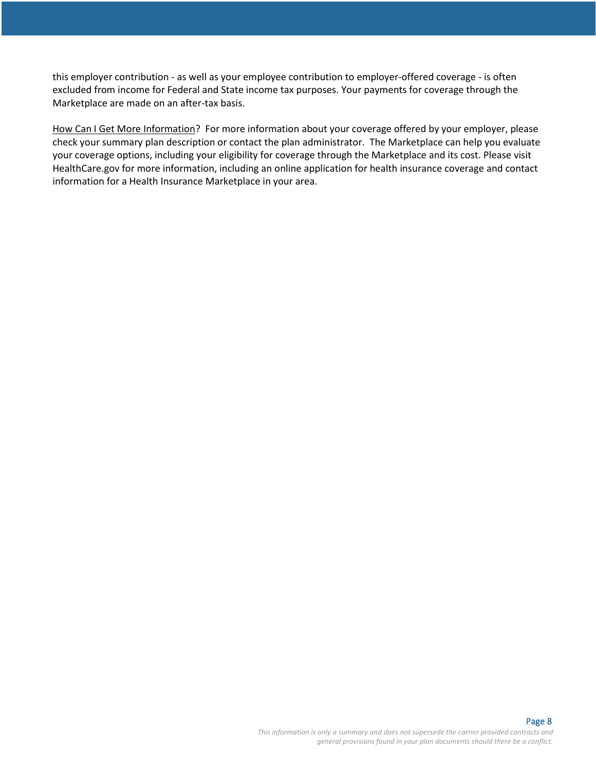this employer contribution - as well as your employee contribution to employer-offered coverage - is often excluded from income for Federal and State income tax purposes. Your payments for coverage through the Marketplace are made on an after-tax basis.

<u>How Can I Get More Information</u>? For more information about your coverage offered by your employer, please check your summary plan description or contact the plan administrator. The Marketplace can help you evaluate your coverage options, including your eligibility for coverage through the Marketplace and its cost. Please visit HealthCare.gov for more information, including an online application for health insurance coverage and contact information for a Health Insurance Marketplace in your area.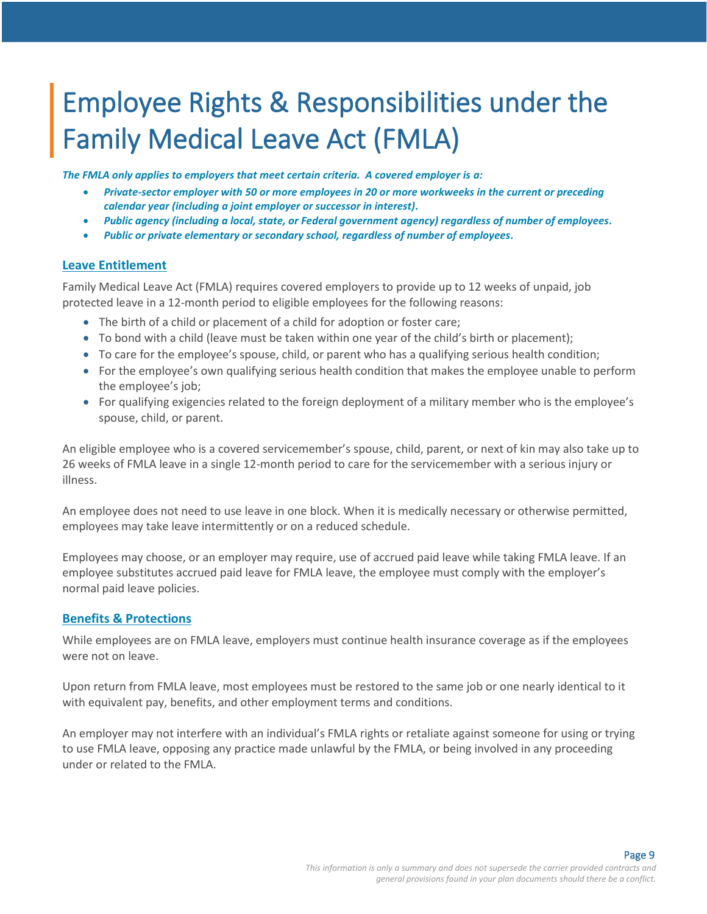# Employee Rights & Responsibilities under the Family Medical Leave Act (FMLA)

***The FMLA only applies to employers that meet certain criteria. A covered employer is a:***

- ***Private-sector employer with 50 or more employees in 20 or more workweeks in the current or preceding calendar year (including a joint employer or successor in interest).***
- ***Public agency (including a local, state, or Federal government agency) regardless of number of employees.***
- ***Public or private elementary or secondary school, regardless of number of employees.***

## Leave Entitlement

Family Medical Leave Act (FMLA) requires covered employers to provide up to 12 weeks of unpaid, job protected leave in a 12-month period to eligible employees for the following reasons:

- The birth of a child or placement of a child for adoption or foster care;
- To bond with a child (leave must be taken within one year of the child's birth or placement);
- To care for the employee's spouse, child, or parent who has a qualifying serious health condition;
- For the employee's own qualifying serious health condition that makes the employee unable to perform the employee's job;
- For qualifying exigencies related to the foreign deployment of a military member who is the employee's spouse, child, or parent.

An eligible employee who is a covered servicemember's spouse, child, parent, or next of kin may also take up to 26 weeks of FMLA leave in a single 12-month period to care for the servicemember with a serious injury or illness.

An employee does not need to use leave in one block. When it is medically necessary or otherwise permitted, employees may take leave intermittently or on a reduced schedule.

Employees may choose, or an employer may require, use of accrued paid leave while taking FMLA leave. If an employee substitutes accrued paid leave for FMLA leave, the employee must comply with the employer's normal paid leave policies.

## Benefits & Protections

While employees are on FMLA leave, employers must continue health insurance coverage as if the employees were not on leave.

Upon return from FMLA leave, most employees must be restored to the same job or one nearly identical to it with equivalent pay, benefits, and other employment terms and conditions.

An employer may not interfere with an individual's FMLA rights or retaliate against someone for using or trying to use FMLA leave, opposing any practice made unlawful by the FMLA, or being involved in any proceeding under or related to the FMLA.

*This information is only a summary and does not supersede the carrier provided contracts and general provisions found in your plan documents should there be a conflict.*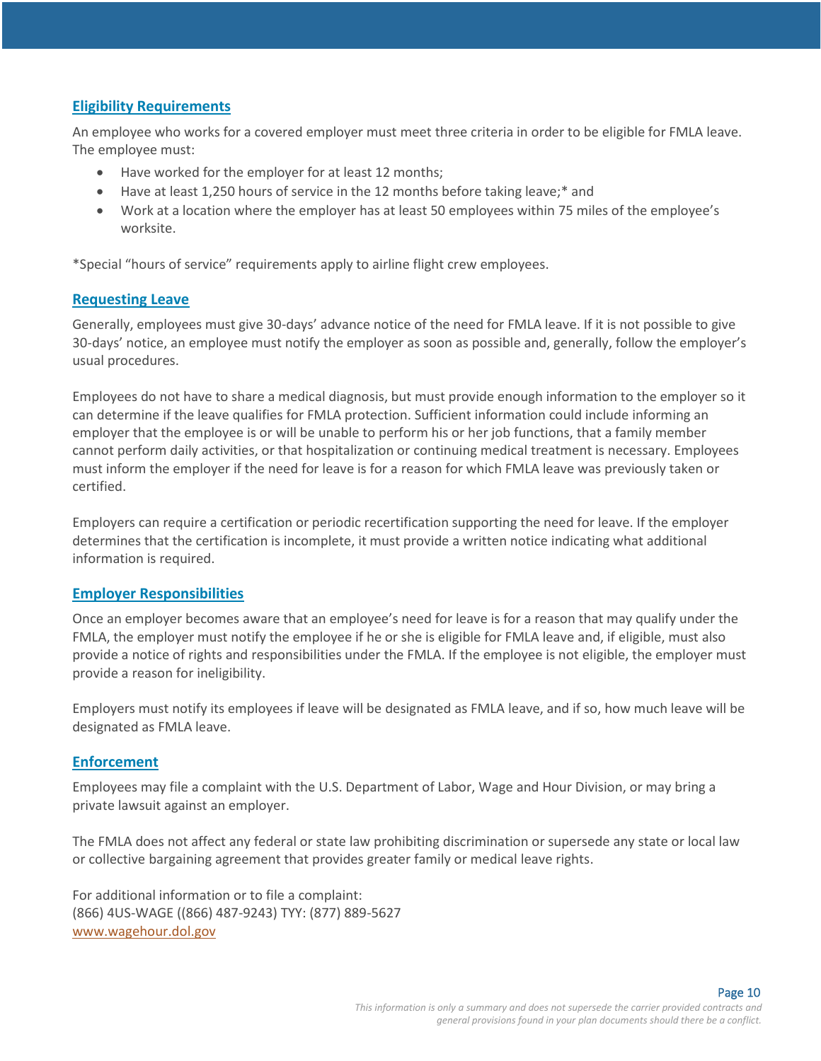## Eligibility Requirements

An employee who works for a covered employer must meet three criteria in order to be eligible for FMLA leave. The employee must:

- Have worked for the employer for at least 12 months;
- Have at least 1,250 hours of service in the 12 months before taking leave;* and
- Work at a location where the employer has at least 50 employees within 75 miles of the employee's worksite.

*Special "hours of service" requirements apply to airline flight crew employees.

## Requesting Leave

Generally, employees must give 30-days' advance notice of the need for FMLA leave. If it is not possible to give 30-days' notice, an employee must notify the employer as soon as possible and, generally, follow the employer's usual procedures.

Employees do not have to share a medical diagnosis, but must provide enough information to the employer so it can determine if the leave qualifies for FMLA protection. Sufficient information could include informing an employer that the employee is or will be unable to perform his or her job functions, that a family member cannot perform daily activities, or that hospitalization or continuing medical treatment is necessary. Employees must inform the employer if the need for leave is for a reason for which FMLA leave was previously taken or certified.

Employers can require a certification or periodic recertification supporting the need for leave. If the employer determines that the certification is incomplete, it must provide a written notice indicating what additional information is required.

## Employer Responsibilities

Once an employer becomes aware that an employee's need for leave is for a reason that may qualify under the FMLA, the employer must notify the employee if he or she is eligible for FMLA leave and, if eligible, must also provide a notice of rights and responsibilities under the FMLA. If the employee is not eligible, the employer must provide a reason for ineligibility.

Employers must notify its employees if leave will be designated as FMLA leave, and if so, how much leave will be designated as FMLA leave.

## Enforcement

Employees may file a complaint with the U.S. Department of Labor, Wage and Hour Division, or may bring a private lawsuit against an employer.

The FMLA does not affect any federal or state law prohibiting discrimination or supersede any state or local law or collective bargaining agreement that provides greater family or medical leave rights.

For additional information or to file a complaint:
(866) 4US-WAGE ((866) 487-9243) TYY: (877) 889-5627
www.wagehour.dol.gov

*This information is only a summary and does not supersede the carrier provided contracts and general provisions found in your plan documents should there be a conflict.*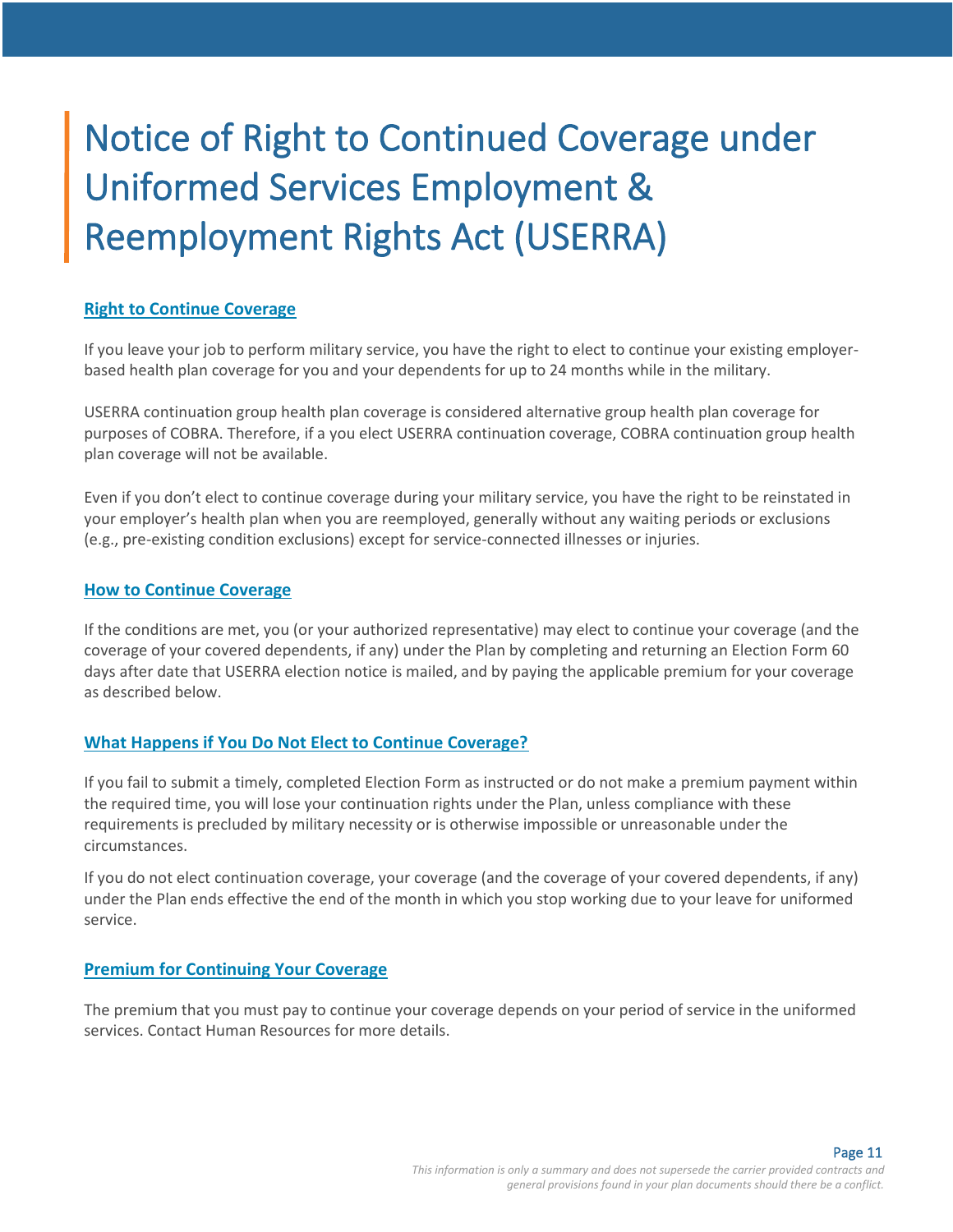# Notice of Right to Continued Coverage under Uniformed Services Employment & Reemployment Rights Act (USERRA)

## Right to Continue Coverage

If you leave your job to perform military service, you have the right to elect to continue your existing employer-based health plan coverage for you and your dependents for up to 24 months while in the military.

USERRA continuation group health plan coverage is considered alternative group health plan coverage for purposes of COBRA. Therefore, if a you elect USERRA continuation coverage, COBRA continuation group health plan coverage will not be available.

Even if you don't elect to continue coverage during your military service, you have the right to be reinstated in your employer's health plan when you are reemployed, generally without any waiting periods or exclusions (e.g., pre-existing condition exclusions) except for service-connected illnesses or injuries.

## How to Continue Coverage

If the conditions are met, you (or your authorized representative) may elect to continue your coverage (and the coverage of your covered dependents, if any) under the Plan by completing and returning an Election Form 60 days after date that USERRA election notice is mailed, and by paying the applicable premium for your coverage as described below.

## What Happens if You Do Not Elect to Continue Coverage?

If you fail to submit a timely, completed Election Form as instructed or do not make a premium payment within the required time, you will lose your continuation rights under the Plan, unless compliance with these requirements is precluded by military necessity or is otherwise impossible or unreasonable under the circumstances.

If you do not elect continuation coverage, your coverage (and the coverage of your covered dependents, if any) under the Plan ends effective the end of the month in which you stop working due to your leave for uniformed service.

## Premium for Continuing Your Coverage

The premium that you must pay to continue your coverage depends on your period of service in the uniformed services. Contact Human Resources for more details.

*This information is only a summary and does not supersede the carrier provided contracts and general provisions found in your plan documents should there be a conflict.*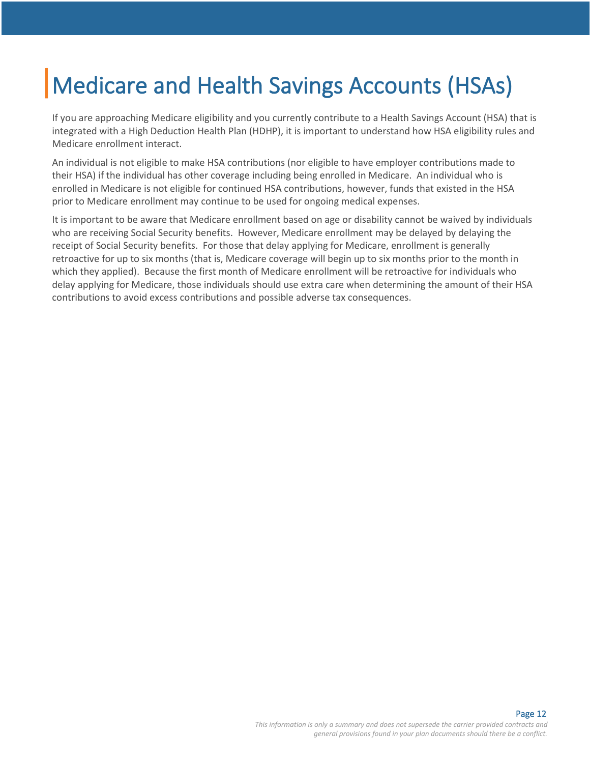# Medicare and Health Savings Accounts (HSAs)

If you are approaching Medicare eligibility and you currently contribute to a Health Savings Account (HSA) that is integrated with a High Deduction Health Plan (HDHP), it is important to understand how HSA eligibility rules and Medicare enrollment interact.

An individual is not eligible to make HSA contributions (nor eligible to have employer contributions made to their HSA) if the individual has other coverage including being enrolled in Medicare. An individual who is enrolled in Medicare is not eligible for continued HSA contributions, however, funds that existed in the HSA prior to Medicare enrollment may continue to be used for ongoing medical expenses.

It is important to be aware that Medicare enrollment based on age or disability cannot be waived by individuals who are receiving Social Security benefits. However, Medicare enrollment may be delayed by delaying the receipt of Social Security benefits. For those that delay applying for Medicare, enrollment is generally retroactive for up to six months (that is, Medicare coverage will begin up to six months prior to the month in which they applied). Because the first month of Medicare enrollment will be retroactive for individuals who delay applying for Medicare, those individuals should use extra care when determining the amount of their HSA contributions to avoid excess contributions and possible adverse tax consequences.

*This information is only a summary and does not supersede the carrier provided contracts and general provisions found in your plan documents should there be a conflict.*